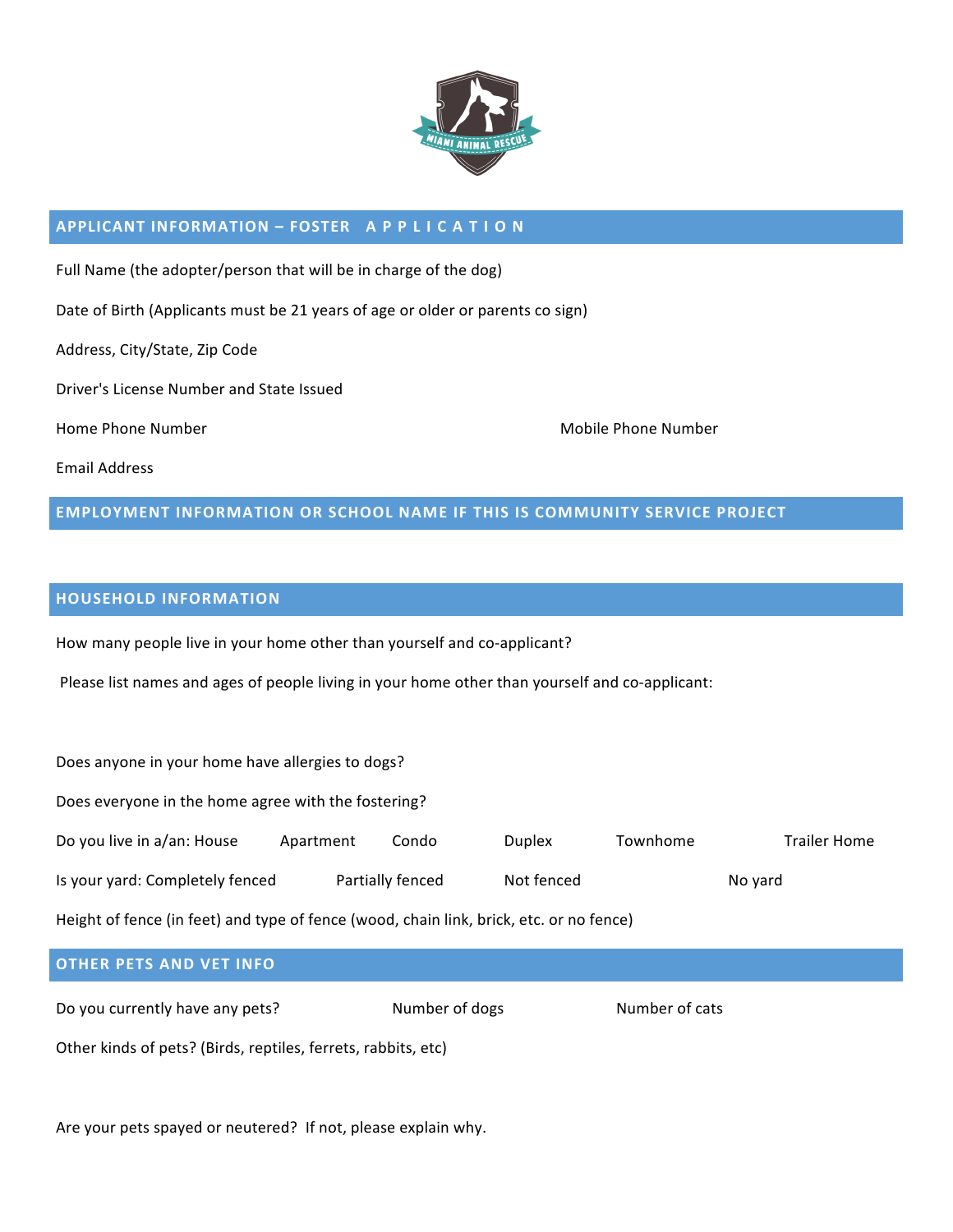## APPLICANT INFORMATION – FOSTER APPLICATION

Full Name (the adopter/person that will be in charge of the dog)

Date of Birth (Applicants must be 21 years of age or older or parents co sign)

Address, City/State, Zip Code

Driver's License Number and State Issued

Home Phone Number

Mobile Phone Number

Email Address

## EMPLOYMENT INFORMATION OR SCHOOL NAME IF THIS IS COMMUNITY SERVICE PROJECT

## HOUSEHOLD INFORMATION

How many people live in your home other than yourself and co-applicant?

Please list names and ages of people living in your home other than yourself and co-applicant:

Does anyone in your home have allergies to dogs?

Does everyone in the home agree with the fostering?

Do you live in a/an: House Apartment Condo Duplex Townhome Trailer Home

Is your yard: Completely fenced Partially fenced Not fenced No yard

Height of fence (in feet) and type of fence (wood, chain link, brick, etc. or no fence)

## OTHER PETS AND VET INFO

Do you currently have any pets? Number of dogs Number of cats

Other kinds of pets? (Birds, reptiles, ferrets, rabbits, etc)

Are your pets spayed or neutered? If not, please explain why.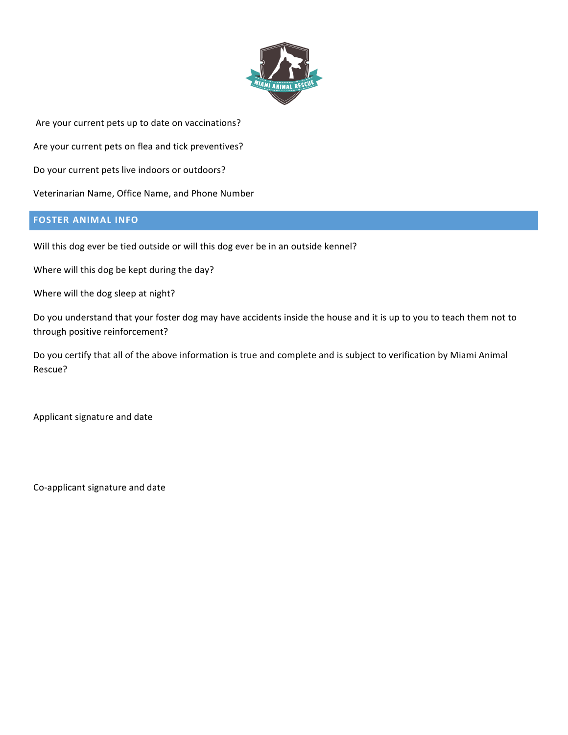Are your current pets up to date on vaccinations?

Are your current pets on flea and tick preventives?

Do your current pets live indoors or outdoors?

Veterinarian Name, Office Name, and Phone Number

## FOSTER ANIMAL INFO

Will this dog ever be tied outside or will this dog ever be in an outside kennel?

Where will this dog be kept during the day?

Where will the dog sleep at night?

Do you understand that your foster dog may have accidents inside the house and it is up to you to teach them not to through positive reinforcement?

Do you certify that all of the above information is true and complete and is subject to verification by Miami Animal Rescue?

Applicant signature and date

Co-applicant signature and date